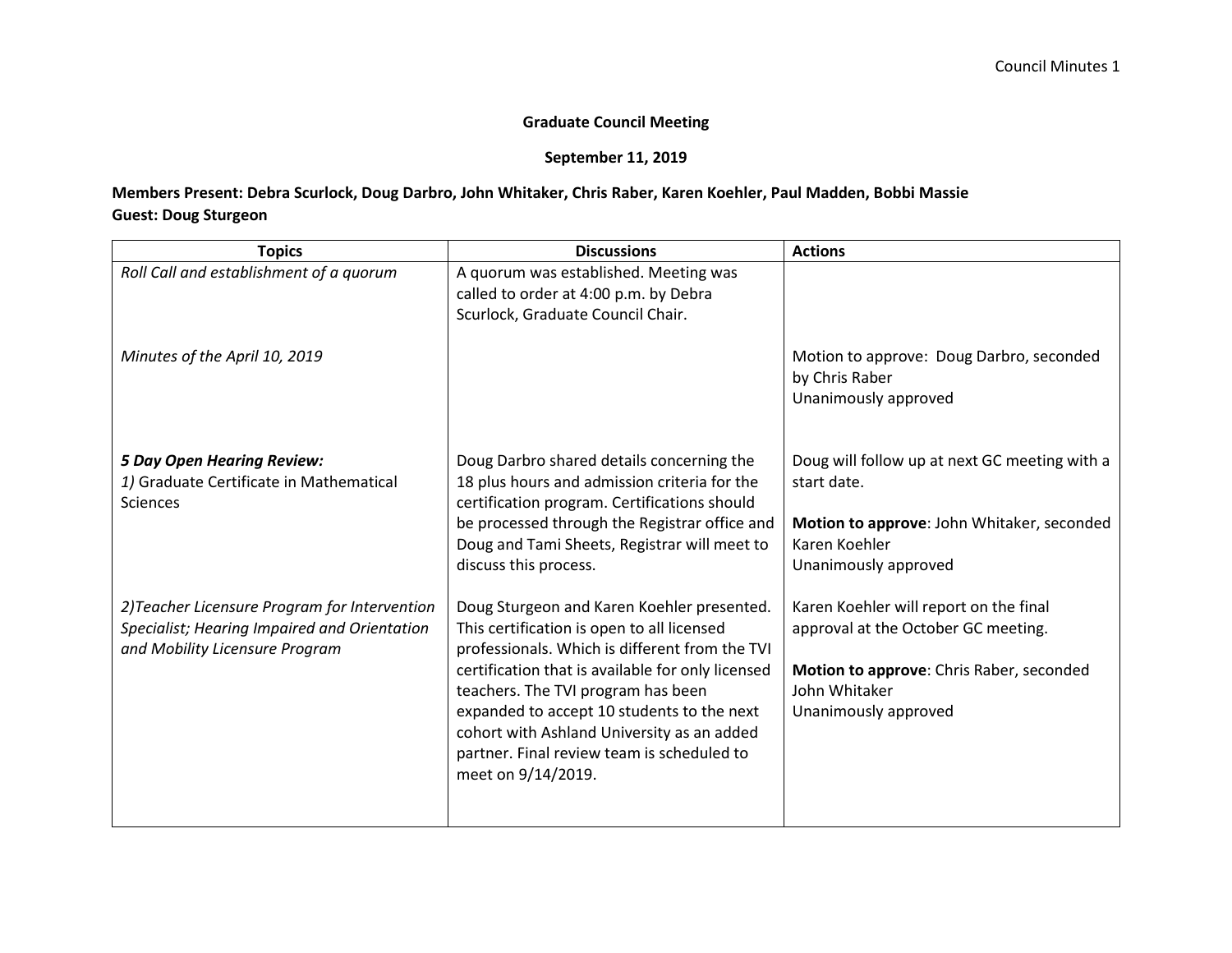**Graduate Council Meeting**

**September 11, 2019**

**Members Present: Debra Scurlock, Doug Darbro, John Whitaker, Chris Raber, Karen Koehler, Paul Madden, Bobbi Massie**
**Guest: Doug Sturgeon**

| Topics | Discussions | Actions |
|---|---|---|
| *Roll Call and establishment of a quorum* | A quorum was established. Meeting was called to order at 4:00 p.m. by Debra Scurlock, Graduate Council Chair. | |
| *Minutes of the April 10, 2019* | | Motion to approve: Doug Darbro, seconded by Chris Raber<br>Unanimously approved |
| ***5 Day Open Hearing Review:***<br>*1)* Graduate Certificate in Mathematical Sciences | Doug Darbro shared details concerning the 18 plus hours and admission criteria for the certification program. Certifications should be processed through the Registrar office and Doug and Tami Sheets, Registrar will meet to discuss this process. | Doug will follow up at next GC meeting with a start date.<br><br>**Motion to approve**: John Whitaker, seconded Karen Koehler<br>Unanimously approved |
| *2)Teacher Licensure Program for Intervention Specialist; Hearing Impaired and Orientation and Mobility Licensure Program* | Doug Sturgeon and Karen Koehler presented. This certification is open to all licensed professionals. Which is different from the TVI certification that is available for only licensed teachers. The TVI program has been expanded to accept 10 students to the next cohort with Ashland University as an added partner. Final review team is scheduled to meet on 9/14/2019. | Karen Koehler will report on the final approval at the October GC meeting.<br><br>**Motion to approve**: Chris Raber, seconded John Whitaker<br>Unanimously approved |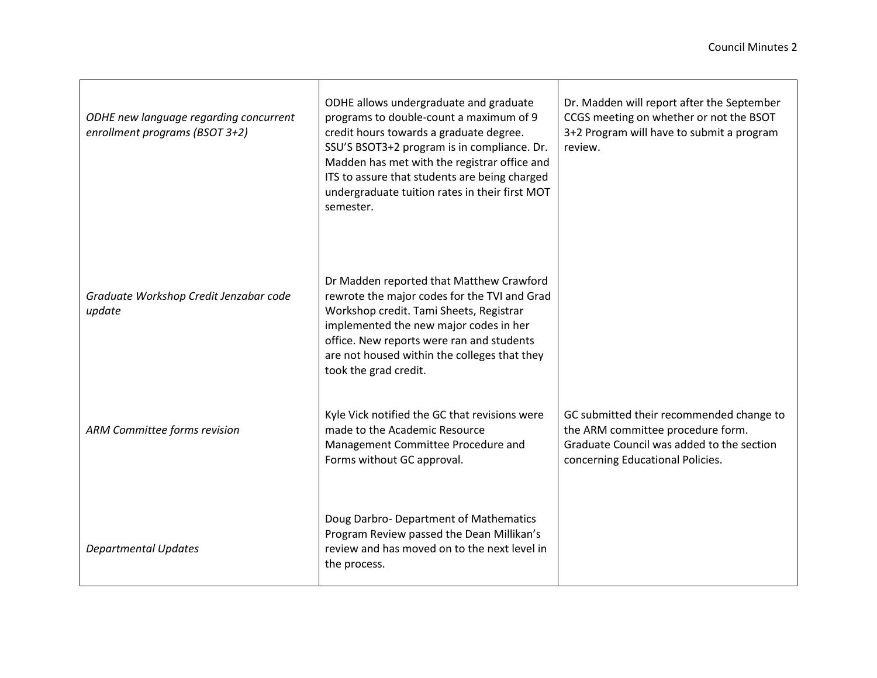| | | |
|---|---|---|
| *ODHE new language regarding concurrent enrollment programs (BSOT 3+2)* | ODHE allows undergraduate and graduate programs to double-count a maximum of 9 credit hours towards a graduate degree. SSU'S BSOT3+2 program is in compliance. Dr. Madden has met with the registrar office and ITS to assure that students are being charged undergraduate tuition rates in their first MOT semester. | Dr. Madden will report after the September CCGS meeting on whether or not the BSOT 3+2 Program will have to submit a program review. |
| *Graduate Workshop Credit Jenzabar code update* | Dr Madden reported that Matthew Crawford rewrote the major codes for the TVI and Grad Workshop credit. Tami Sheets, Registrar implemented the new major codes in her office. New reports were ran and students are not housed within the colleges that they took the grad credit. | |
| *ARM Committee forms revision* | Kyle Vick notified the GC that revisions were made to the Academic Resource Management Committee Procedure and Forms without GC approval. | GC submitted their recommended change to the ARM committee procedure form. Graduate Council was added to the section concerning Educational Policies. |
| *Departmental Updates* | Doug Darbro- Department of Mathematics Program Review passed the Dean Millikan's review and has moved on to the next level in the process. | |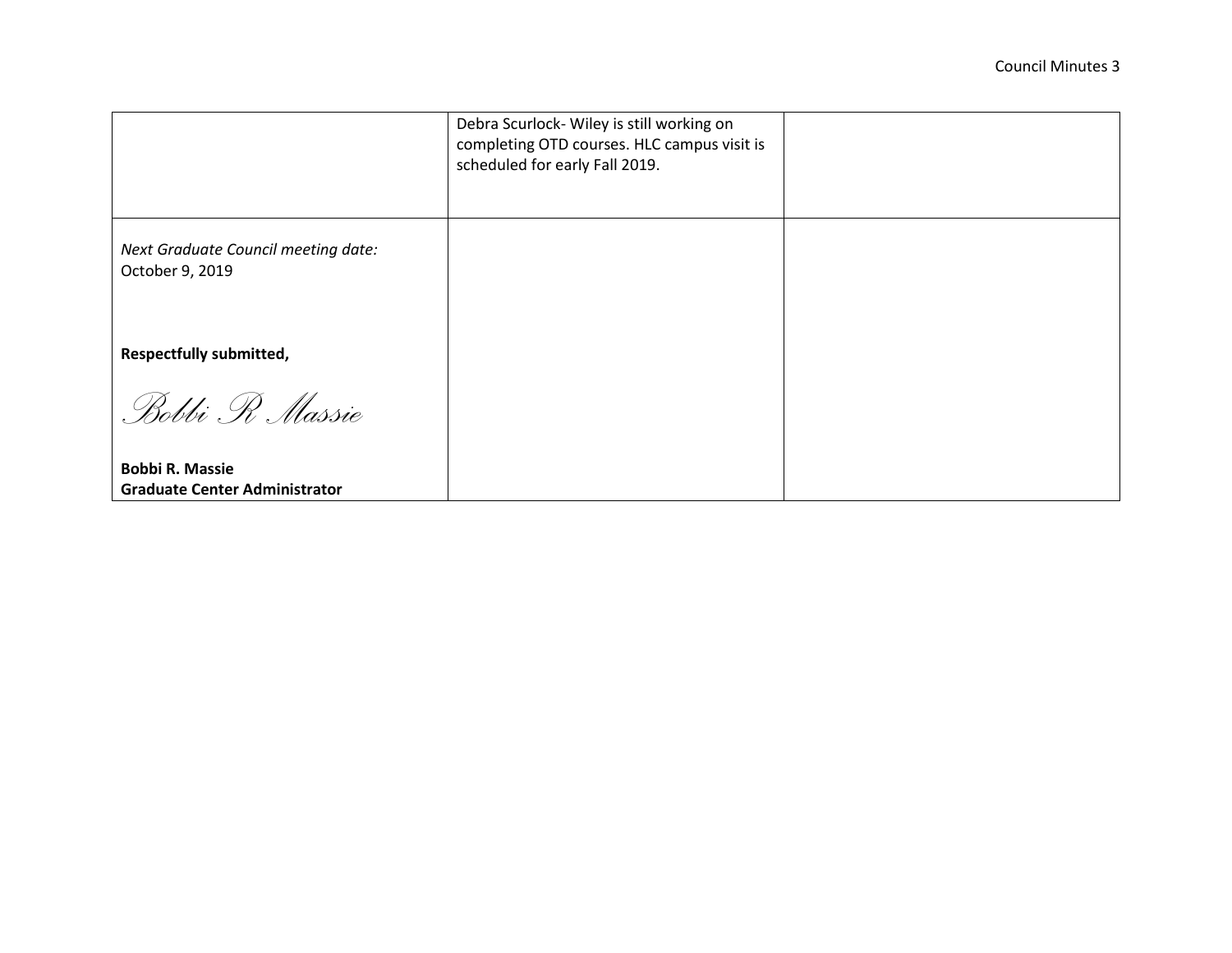| | | |
|---|---|---|
| | Debra Scurlock- Wiley is still working on completing OTD courses. HLC campus visit is scheduled for early Fall 2019. | |
| *Next Graduate Council meeting date:* October 9, 2019<br><br>**Respectfully submitted,**<br><br>Bobbi R Massie<br><br>**Bobbi R. Massie**<br>**Graduate Center Administrator** | | |